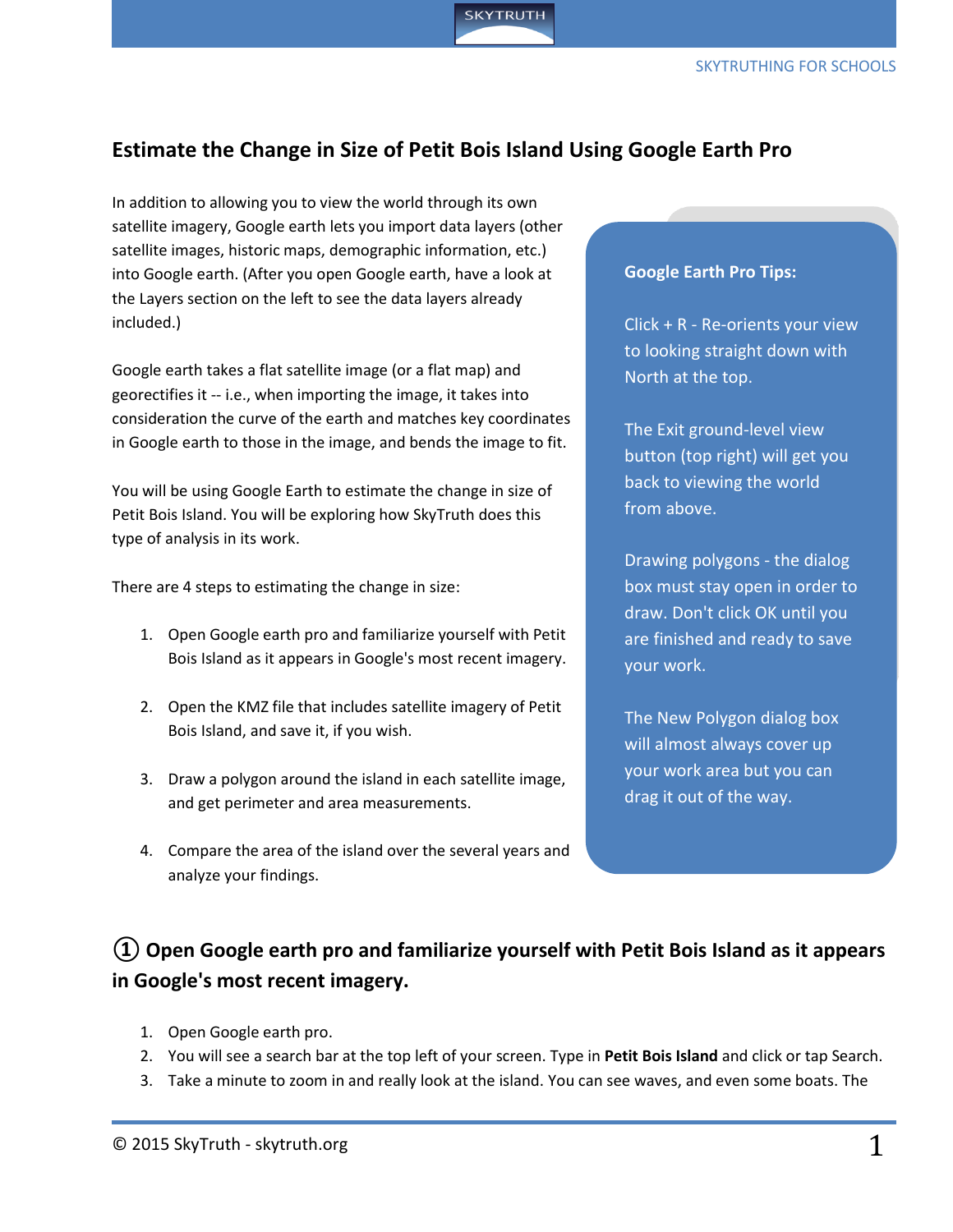# Estimate the Change in Size of Petit Bois Island Using Google Earth Pro

In addition to allowing you to view the world through its own satellite imagery, Google earth lets you import data layers (other satellite images, historic maps, demographic information, etc.) into Google earth. (After you open Google earth, have a look at the Layers section on the left to see the data layers already included.)

Google earth takes a flat satellite image (or a flat map) and georectifies it -- i.e., when importing the image, it takes into consideration the curve of the earth and matches key coordinates in Google earth to those in the image, and bends the image to fit.

You will be using Google Earth to estimate the change in size of Petit Bois Island. You will be exploring how SkyTruth does this type of analysis in its work.

There are 4 steps to estimating the change in size:

1. Open Google earth pro and familiarize yourself with Petit Bois Island as it appears in Google's most recent imagery.
2. Open the KMZ file that includes satellite imagery of Petit Bois Island, and save it, if you wish.
3. Draw a polygon around the island in each satellite image, and get perimeter and area measurements.
4. Compare the area of the island over the several years and analyze your findings.

> **Google Earth Pro Tips:**
>
> Click + R - Re-orients your view to looking straight down with North at the top.
>
> The Exit ground-level view button (top right) will get you back to viewing the world from above.
>
> Drawing polygons - the dialog box must stay open in order to draw. Don't click OK until you are finished and ready to save your work.
>
> The New Polygon dialog box will almost always cover up your work area but you can drag it out of the way.

## ① Open Google earth pro and familiarize yourself with Petit Bois Island as it appears in Google's most recent imagery.

1. Open Google earth pro.
2. You will see a search bar at the top left of your screen. Type in **Petit Bois Island** and click or tap Search.
3. Take a minute to zoom in and really look at the island. You can see waves, and even some boats. The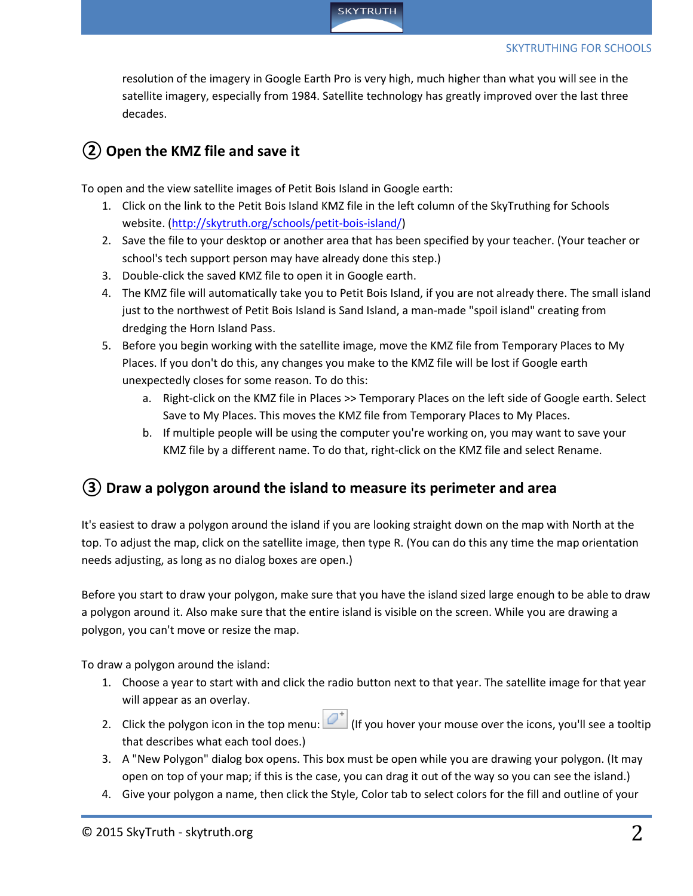resolution of the imagery in Google Earth Pro is very high, much higher than what you will see in the satellite imagery, especially from 1984. Satellite technology has greatly improved over the last three decades.

## ② Open the KMZ file and save it

To open and the view satellite images of Petit Bois Island in Google earth:

1. Click on the link to the Petit Bois Island KMZ file in the left column of the SkyTruthing for Schools website. (http://skytruth.org/schools/petit-bois-island/)
2. Save the file to your desktop or another area that has been specified by your teacher. (Your teacher or school's tech support person may have already done this step.)
3. Double-click the saved KMZ file to open it in Google earth.
4. The KMZ file will automatically take you to Petit Bois Island, if you are not already there. The small island just to the northwest of Petit Bois Island is Sand Island, a man-made "spoil island" creating from dredging the Horn Island Pass.
5. Before you begin working with the satellite image, move the KMZ file from Temporary Places to My Places. If you don't do this, any changes you make to the KMZ file will be lost if Google earth unexpectedly closes for some reason. To do this:
   a. Right-click on the KMZ file in Places >> Temporary Places on the left side of Google earth. Select Save to My Places. This moves the KMZ file from Temporary Places to My Places.
   b. If multiple people will be using the computer you're working on, you may want to save your KMZ file by a different name. To do that, right-click on the KMZ file and select Rename.

## ③ Draw a polygon around the island to measure its perimeter and area

It's easiest to draw a polygon around the island if you are looking straight down on the map with North at the top. To adjust the map, click on the satellite image, then type R. (You can do this any time the map orientation needs adjusting, as long as no dialog boxes are open.)

Before you start to draw your polygon, make sure that you have the island sized large enough to be able to draw a polygon around it. Also make sure that the entire island is visible on the screen. While you are drawing a polygon, you can't move or resize the map.

To draw a polygon around the island:

1. Choose a year to start with and click the radio button next to that year. The satellite image for that year will appear as an overlay.
2. Click the polygon icon in the top menu: (If you hover your mouse over the icons, you'll see a tooltip that describes what each tool does.)
3. A "New Polygon" dialog box opens. This box must be open while you are drawing your polygon. (It may open on top of your map; if this is the case, you can drag it out of the way so you can see the island.)
4. Give your polygon a name, then click the Style, Color tab to select colors for the fill and outline of your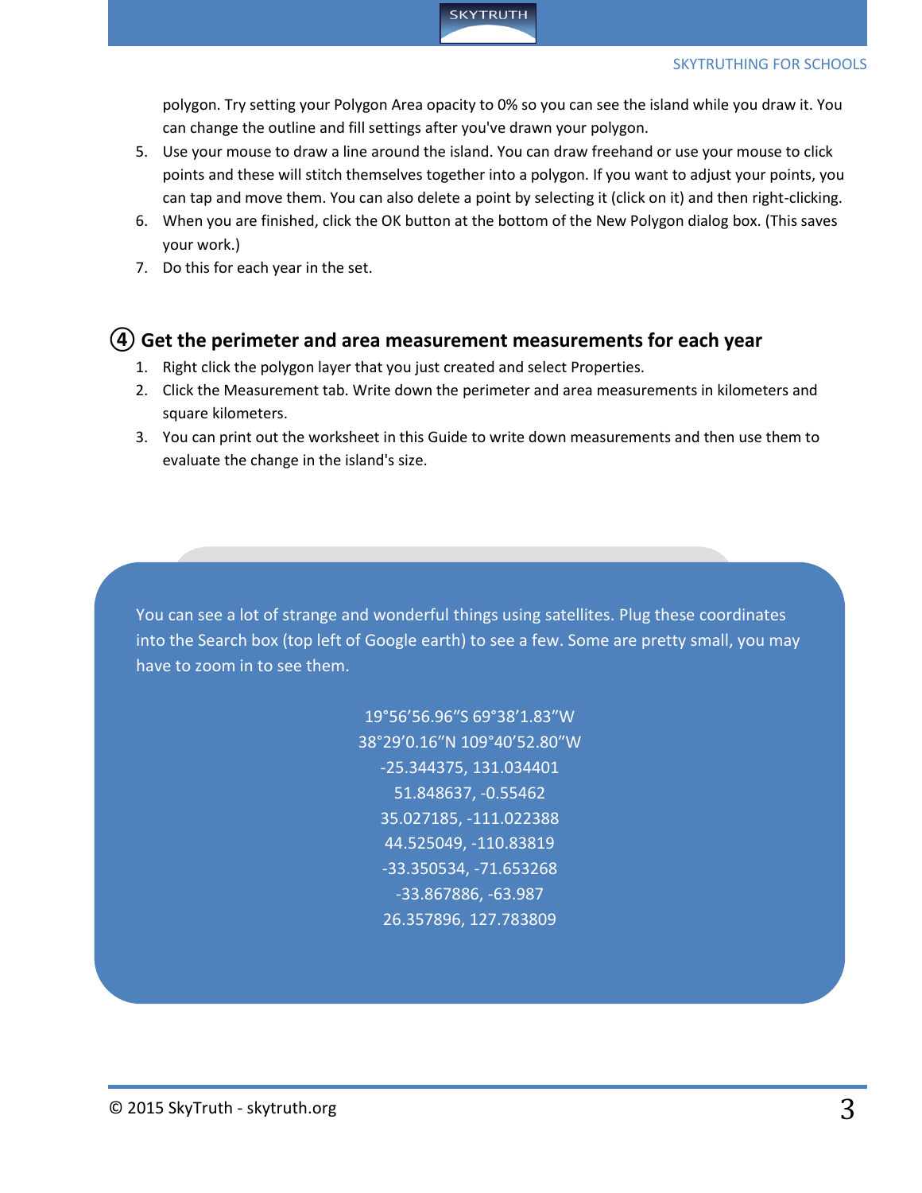polygon. Try setting your Polygon Area opacity to 0% so you can see the island while you draw it. You can change the outline and fill settings after you've drawn your polygon.

5. Use your mouse to draw a line around the island. You can draw freehand or use your mouse to click points and these will stitch themselves together into a polygon. If you want to adjust your points, you can tap and move them. You can also delete a point by selecting it (click on it) and then right-clicking.
6. When you are finished, click the OK button at the bottom of the New Polygon dialog box. (This saves your work.)
7. Do this for each year in the set.

## ④ Get the perimeter and area measurement measurements for each year

1. Right click the polygon layer that you just created and select Properties.
2. Click the Measurement tab. Write down the perimeter and area measurements in kilometers and square kilometers.
3. You can print out the worksheet in this Guide to write down measurements and then use them to evaluate the change in the island's size.

You can see a lot of strange and wonderful things using satellites. Plug these coordinates into the Search box (top left of Google earth) to see a few. Some are pretty small, you may have to zoom in to see them.

19°56’56.96”S 69°38’1.83”W
38°29’0.16”N 109°40’52.80”W
-25.344375, 131.034401
51.848637, -0.55462
35.027185, -111.022388
44.525049, -110.83819
-33.350534, -71.653268
-33.867886, -63.987
26.357896, 127.783809

© 2015 SkyTruth - skytruth.org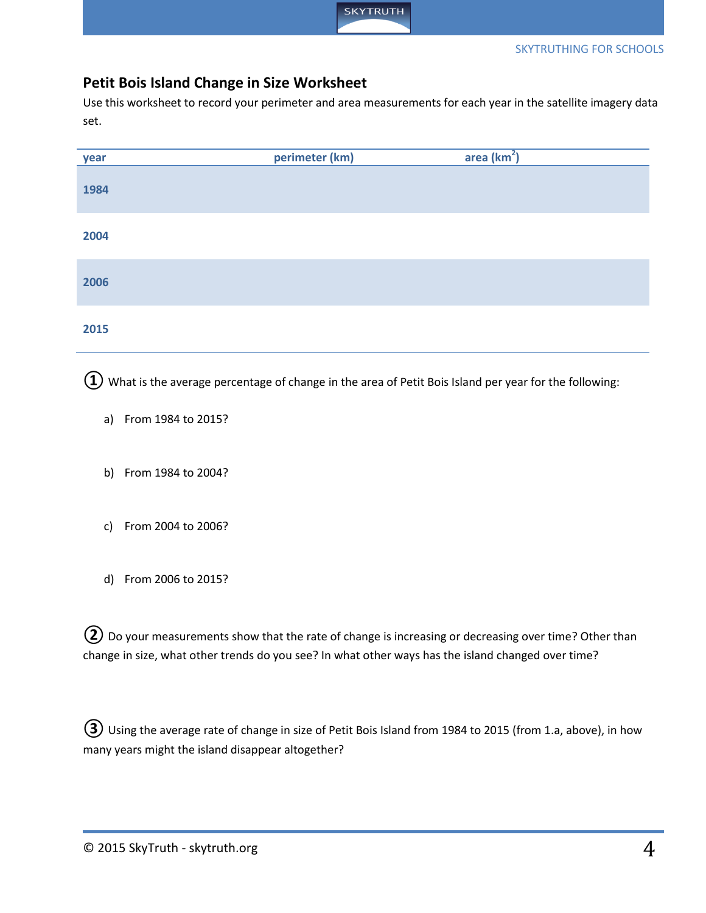## Petit Bois Island Change in Size Worksheet

Use this worksheet to record your perimeter and area measurements for each year in the satellite imagery data set.

| year | perimeter (km) | area ($km^2$) |
|---|---|---|
| 1984 | | |
| 2004 | | |
| 2006 | | |
| 2015 | | |

① What is the average percentage of change in the area of Petit Bois Island per year for the following:

a) From 1984 to 2015?

b) From 1984 to 2004?

c) From 2004 to 2006?

d) From 2006 to 2015?

② Do your measurements show that the rate of change is increasing or decreasing over time? Other than change in size, what other trends do you see? In what other ways has the island changed over time?

③ Using the average rate of change in size of Petit Bois Island from 1984 to 2015 (from 1.a, above), in how many years might the island disappear altogether?

© 2015 SkyTruth - skytruth.org